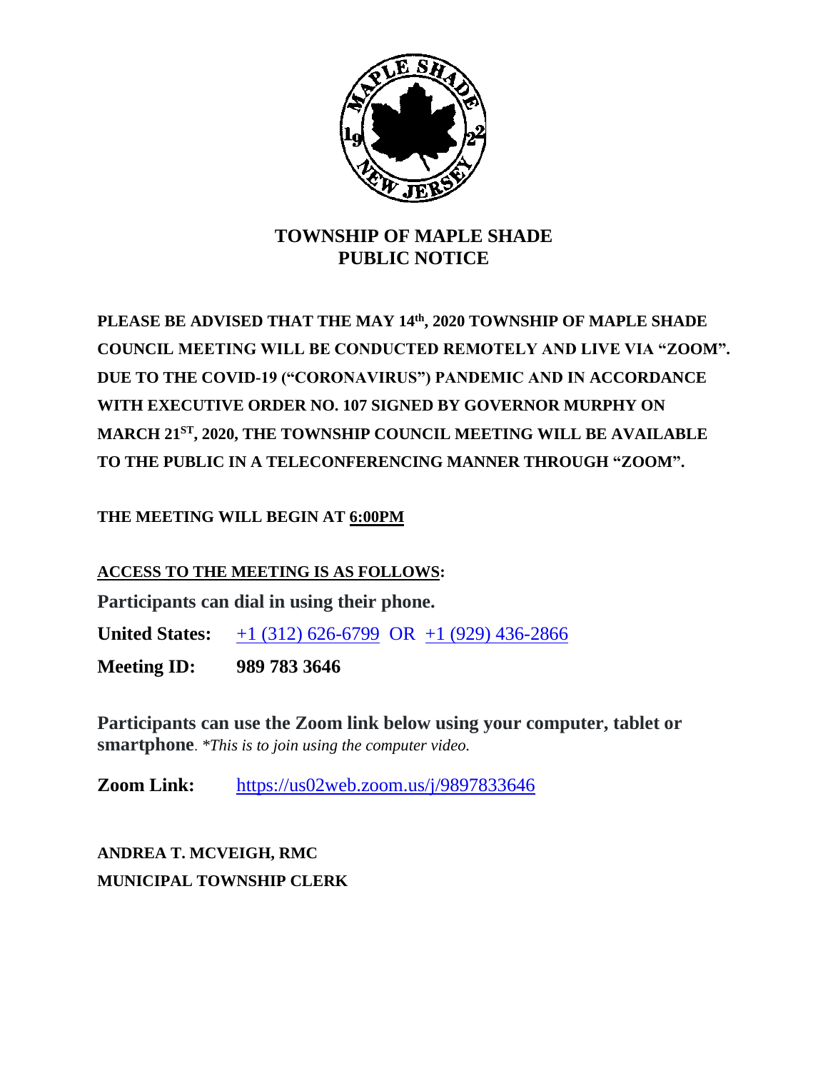# TOWNSHIP OF MAPLE SHADE
# PUBLIC NOTICE

**PLEASE BE ADVISED THAT THE MAY 14th, 2020 TOWNSHIP OF MAPLE SHADE COUNCIL MEETING WILL BE CONDUCTED REMOTELY AND LIVE VIA "ZOOM". DUE TO THE COVID-19 ("CORONAVIRUS") PANDEMIC AND IN ACCORDANCE WITH EXECUTIVE ORDER NO. 107 SIGNED BY GOVERNOR MURPHY ON MARCH 21ST, 2020, THE TOWNSHIP COUNCIL MEETING WILL BE AVAILABLE TO THE PUBLIC IN A TELECONFERENCING MANNER THROUGH "ZOOM".**

**THE MEETING WILL BEGIN AT <u>6:00PM</u>**

**<u>ACCESS TO THE MEETING IS AS FOLLOWS</u>:**

**Participants can dial in using their phone.**

**United States:** +1 (312) 626-6799 OR +1 (929) 436-2866

**Meeting ID:** **989 783 3646**

**Participants can use the Zoom link below using your computer, tablet or smartphone**. *\*This is to join using the computer video.*

**Zoom Link:** https://us02web.zoom.us/j/9897833646

**ANDREA T. MCVEIGH, RMC**
**MUNICIPAL TOWNSHIP CLERK**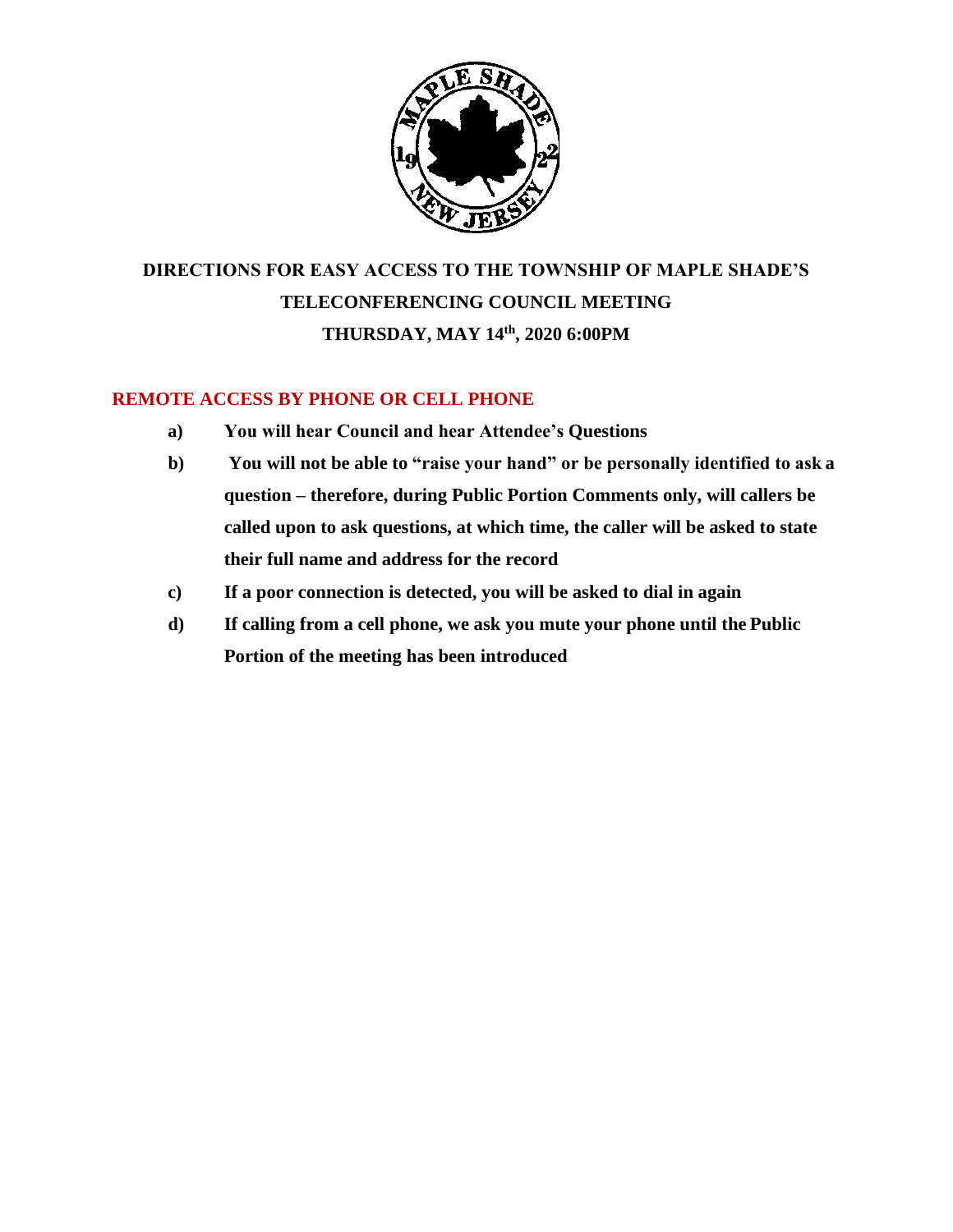# DIRECTIONS FOR EASY ACCESS TO THE TOWNSHIP OF MAPLE SHADE'S TELECONFERENCING COUNCIL MEETING

## THURSDAY, MAY 14th, 2020 6:00PM

### REMOTE ACCESS BY PHONE OR CELL PHONE

- **a) You will hear Council and hear Attendee's Questions**
- **b) You will not be able to "raise your hand" or be personally identified to ask a question – therefore, during Public Portion Comments only, will callers be called upon to ask questions, at which time, the caller will be asked to state their full name and address for the record**
- **c) If a poor connection is detected, you will be asked to dial in again**
- **d) If calling from a cell phone, we ask you mute your phone until the Public Portion of the meeting has been introduced**